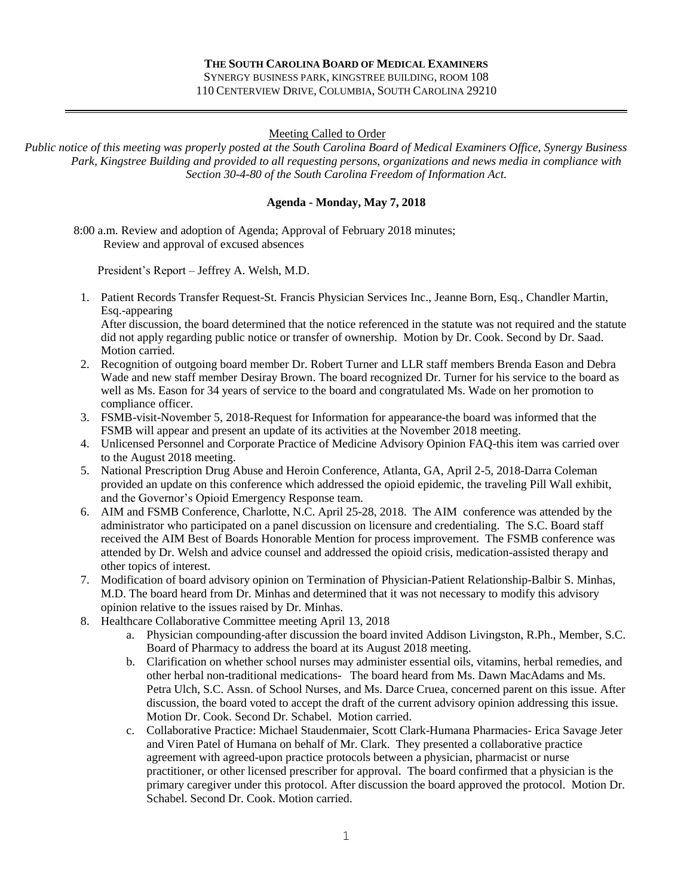**THE SOUTH CAROLINA BOARD OF MEDICAL EXAMINERS**

SYNERGY BUSINESS PARK, KINGSTREE BUILDING, ROOM 108
110 CENTERVIEW DRIVE, COLUMBIA, SOUTH CAROLINA 29210

---

Meeting Called to Order

*Public notice of this meeting was properly posted at the South Carolina Board of Medical Examiners Office, Synergy Business Park, Kingstree Building and provided to all requesting persons, organizations and news media in compliance with Section 30-4-80 of the South Carolina Freedom of Information Act.*

**Agenda - Monday, May 7, 2018**

8:00 a.m. Review and adoption of Agenda; Approval of February 2018 minutes;
Review and approval of excused absences

President's Report – Jeffrey A. Welsh, M.D.

1. Patient Records Transfer Request-St. Francis Physician Services Inc., Jeanne Born, Esq., Chandler Martin, Esq.-appearing
   After discussion, the board determined that the notice referenced in the statute was not required and the statute did not apply regarding public notice or transfer of ownership. Motion by Dr. Cook. Second by Dr. Saad. Motion carried.
2. Recognition of outgoing board member Dr. Robert Turner and LLR staff members Brenda Eason and Debra Wade and new staff member Desiray Brown. The board recognized Dr. Turner for his service to the board as well as Ms. Eason for 34 years of service to the board and congratulated Ms. Wade on her promotion to compliance officer.
3. FSMB-visit-November 5, 2018-Request for Information for appearance-the board was informed that the FSMB will appear and present an update of its activities at the November 2018 meeting.
4. Unlicensed Personnel and Corporate Practice of Medicine Advisory Opinion FAQ-this item was carried over to the August 2018 meeting.
5. National Prescription Drug Abuse and Heroin Conference, Atlanta, GA, April 2-5, 2018-Darra Coleman provided an update on this conference which addressed the opioid epidemic, the traveling Pill Wall exhibit, and the Governor's Opioid Emergency Response team.
6. AIM and FSMB Conference, Charlotte, N.C. April 25-28, 2018. The AIM conference was attended by the administrator who participated on a panel discussion on licensure and credentialing. The S.C. Board staff received the AIM Best of Boards Honorable Mention for process improvement. The FSMB conference was attended by Dr. Welsh and advice counsel and addressed the opioid crisis, medication-assisted therapy and other topics of interest.
7. Modification of board advisory opinion on Termination of Physician-Patient Relationship-Balbir S. Minhas, M.D. The board heard from Dr. Minhas and determined that it was not necessary to modify this advisory opinion relative to the issues raised by Dr. Minhas.
8. Healthcare Collaborative Committee meeting April 13, 2018
   a. Physician compounding-after discussion the board invited Addison Livingston, R.Ph., Member, S.C. Board of Pharmacy to address the board at its August 2018 meeting.
   b. Clarification on whether school nurses may administer essential oils, vitamins, herbal remedies, and other herbal non-traditional medications- The board heard from Ms. Dawn MacAdams and Ms. Petra Ulch, S.C. Assn. of School Nurses, and Ms. Darce Cruea, concerned parent on this issue. After discussion, the board voted to accept the draft of the current advisory opinion addressing this issue. Motion Dr. Cook. Second Dr. Schabel. Motion carried.
   c. Collaborative Practice: Michael Staudenmaier, Scott Clark-Humana Pharmacies- Erica Savage Jeter and Viren Patel of Humana on behalf of Mr. Clark. They presented a collaborative practice agreement with agreed-upon practice protocols between a physician, pharmacist or nurse practitioner, or other licensed prescriber for approval. The board confirmed that a physician is the primary caregiver under this protocol. After discussion the board approved the protocol. Motion Dr. Schabel. Second Dr. Cook. Motion carried.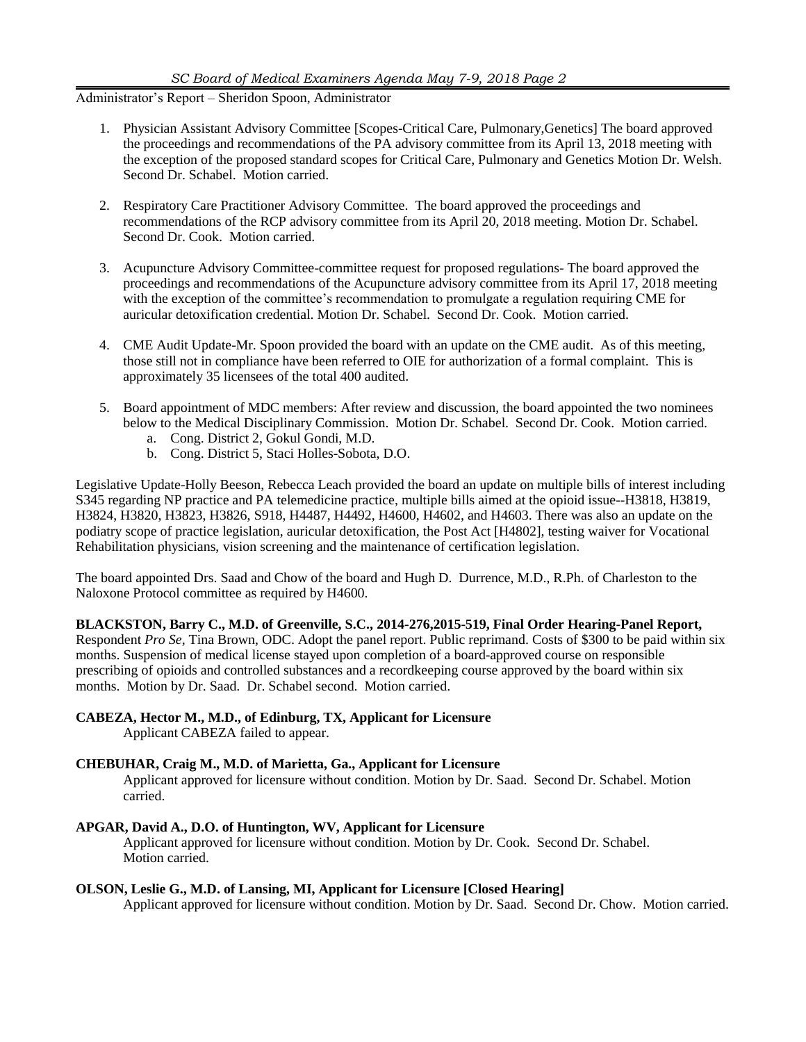Administrator's Report – Sheridon Spoon, Administrator

1. Physician Assistant Advisory Committee [Scopes-Critical Care, Pulmonary,Genetics] The board approved the proceedings and recommendations of the PA advisory committee from its April 13, 2018 meeting with the exception of the proposed standard scopes for Critical Care, Pulmonary and Genetics Motion Dr. Welsh. Second Dr. Schabel. Motion carried.

2. Respiratory Care Practitioner Advisory Committee. The board approved the proceedings and recommendations of the RCP advisory committee from its April 20, 2018 meeting. Motion Dr. Schabel. Second Dr. Cook. Motion carried.

3. Acupuncture Advisory Committee-committee request for proposed regulations- The board approved the proceedings and recommendations of the Acupuncture advisory committee from its April 17, 2018 meeting with the exception of the committee's recommendation to promulgate a regulation requiring CME for auricular detoxification credential. Motion Dr. Schabel. Second Dr. Cook. Motion carried.

4. CME Audit Update-Mr. Spoon provided the board with an update on the CME audit. As of this meeting, those still not in compliance have been referred to OIE for authorization of a formal complaint. This is approximately 35 licensees of the total 400 audited.

5. Board appointment of MDC members: After review and discussion, the board appointed the two nominees below to the Medical Disciplinary Commission. Motion Dr. Schabel. Second Dr. Cook. Motion carried.
   a. Cong. District 2, Gokul Gondi, M.D.
   b. Cong. District 5, Staci Holles-Sobota, D.O.

Legislative Update-Holly Beeson, Rebecca Leach provided the board an update on multiple bills of interest including S345 regarding NP practice and PA telemedicine practice, multiple bills aimed at the opioid issue--H3818, H3819, H3824, H3820, H3823, H3826, S918, H4487, H4492, H4600, H4602, and H4603. There was also an update on the podiatry scope of practice legislation, auricular detoxification, the Post Act [H4802], testing waiver for Vocational Rehabilitation physicians, vision screening and the maintenance of certification legislation.

The board appointed Drs. Saad and Chow of the board and Hugh D. Durrence, M.D., R.Ph. of Charleston to the Naloxone Protocol committee as required by H4600.

**BLACKSTON, Barry C., M.D. of Greenville, S.C., 2014-276,2015-519, Final Order Hearing-Panel Report,** Respondent *Pro Se*, Tina Brown, ODC. Adopt the panel report. Public reprimand. Costs of $300 to be paid within six months. Suspension of medical license stayed upon completion of a board-approved course on responsible prescribing of opioids and controlled substances and a recordkeeping course approved by the board within six months. Motion by Dr. Saad. Dr. Schabel second. Motion carried.

**CABEZA, Hector M., M.D., of Edinburg, TX, Applicant for Licensure**

Applicant CABEZA failed to appear.

**CHEBUHAR, Craig M., M.D. of Marietta, Ga., Applicant for Licensure**

Applicant approved for licensure without condition. Motion by Dr. Saad. Second Dr. Schabel. Motion carried.

**APGAR, David A., D.O. of Huntington, WV, Applicant for Licensure**

Applicant approved for licensure without condition. Motion by Dr. Cook. Second Dr. Schabel. Motion carried.

**OLSON, Leslie G., M.D. of Lansing, MI, Applicant for Licensure [Closed Hearing]**

Applicant approved for licensure without condition. Motion by Dr. Saad. Second Dr. Chow. Motion carried.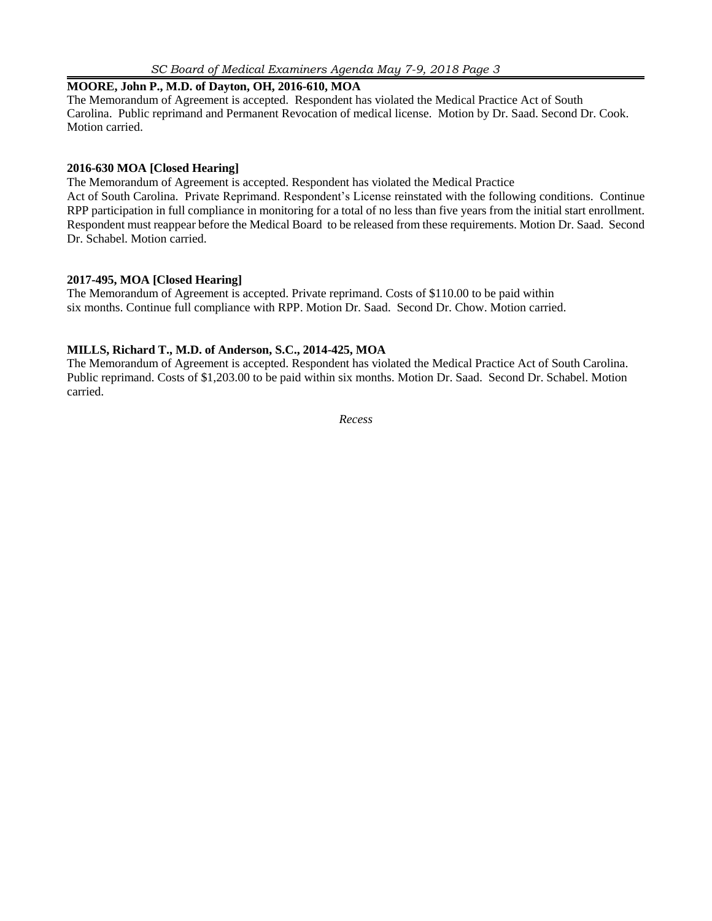**MOORE, John P., M.D. of Dayton, OH, 2016-610, MOA**

The Memorandum of Agreement is accepted. Respondent has violated the Medical Practice Act of South Carolina. Public reprimand and Permanent Revocation of medical license. Motion by Dr. Saad. Second Dr. Cook. Motion carried.

**2016-630 MOA [Closed Hearing]**

The Memorandum of Agreement is accepted. Respondent has violated the Medical Practice Act of South Carolina. Private Reprimand. Respondent's License reinstated with the following conditions. Continue RPP participation in full compliance in monitoring for a total of no less than five years from the initial start enrollment. Respondent must reappear before the Medical Board to be released from these requirements. Motion Dr. Saad. Second Dr. Schabel. Motion carried.

**2017-495, MOA [Closed Hearing]**

The Memorandum of Agreement is accepted. Private reprimand. Costs of $110.00 to be paid within six months. Continue full compliance with RPP. Motion Dr. Saad. Second Dr. Chow. Motion carried.

**MILLS, Richard T., M.D. of Anderson, S.C., 2014-425, MOA**

The Memorandum of Agreement is accepted. Respondent has violated the Medical Practice Act of South Carolina. Public reprimand. Costs of $1,203.00 to be paid within six months. Motion Dr. Saad. Second Dr. Schabel. Motion carried.

*Recess*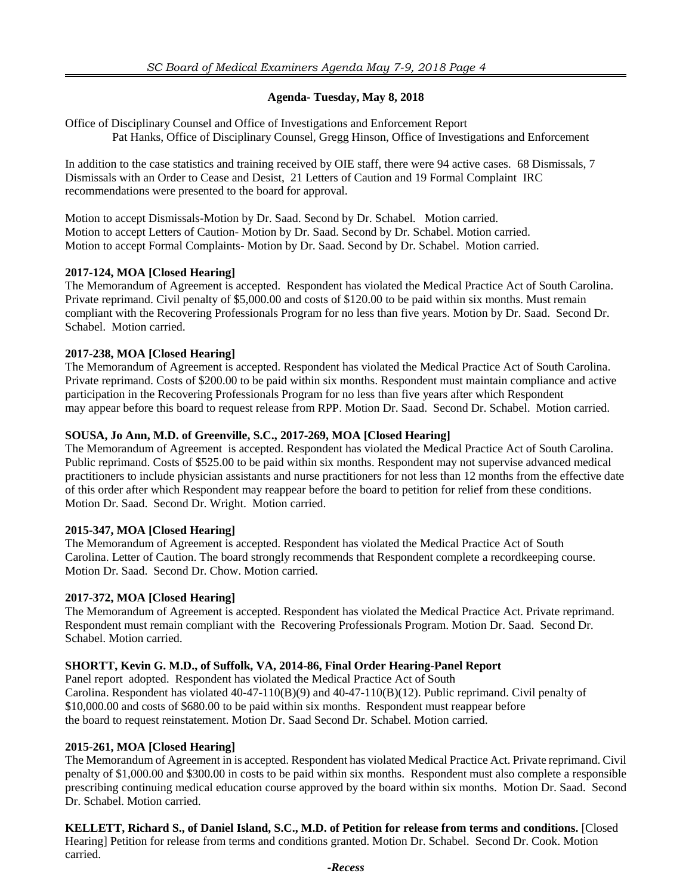### Agenda- Tuesday, May 8, 2018

Office of Disciplinary Counsel and Office of Investigations and Enforcement Report
Pat Hanks, Office of Disciplinary Counsel, Gregg Hinson, Office of Investigations and Enforcement

In addition to the case statistics and training received by OIE staff, there were 94 active cases. 68 Dismissals, 7 Dismissals with an Order to Cease and Desist, 21 Letters of Caution and 19 Formal Complaint IRC recommendations were presented to the board for approval.

Motion to accept Dismissals-Motion by Dr. Saad. Second by Dr. Schabel. Motion carried.
Motion to accept Letters of Caution- Motion by Dr. Saad. Second by Dr. Schabel. Motion carried.
Motion to accept Formal Complaints- Motion by Dr. Saad. Second by Dr. Schabel. Motion carried.

**2017-124, MOA [Closed Hearing]**
The Memorandum of Agreement is accepted. Respondent has violated the Medical Practice Act of South Carolina. Private reprimand. Civil penalty of $5,000.00 and costs of $120.00 to be paid within six months. Must remain compliant with the Recovering Professionals Program for no less than five years. Motion by Dr. Saad. Second Dr. Schabel. Motion carried.

**2017-238, MOA [Closed Hearing]**
The Memorandum of Agreement is accepted. Respondent has violated the Medical Practice Act of South Carolina. Private reprimand. Costs of $200.00 to be paid within six months. Respondent must maintain compliance and active participation in the Recovering Professionals Program for no less than five years after which Respondent may appear before this board to request release from RPP. Motion Dr. Saad. Second Dr. Schabel. Motion carried.

**SOUSA, Jo Ann, M.D. of Greenville, S.C., 2017-269, MOA [Closed Hearing]**
The Memorandum of Agreement is accepted. Respondent has violated the Medical Practice Act of South Carolina. Public reprimand. Costs of $525.00 to be paid within six months. Respondent may not supervise advanced medical practitioners to include physician assistants and nurse practitioners for not less than 12 months from the effective date of this order after which Respondent may reappear before the board to petition for relief from these conditions. Motion Dr. Saad. Second Dr. Wright. Motion carried.

**2015-347, MOA [Closed Hearing]**
The Memorandum of Agreement is accepted. Respondent has violated the Medical Practice Act of South Carolina. Letter of Caution. The board strongly recommends that Respondent complete a recordkeeping course. Motion Dr. Saad. Second Dr. Chow. Motion carried.

**2017-372, MOA [Closed Hearing]**
The Memorandum of Agreement is accepted. Respondent has violated the Medical Practice Act. Private reprimand. Respondent must remain compliant with the Recovering Professionals Program. Motion Dr. Saad. Second Dr. Schabel. Motion carried.

**SHORTT, Kevin G. M.D., of Suffolk, VA, 2014-86, Final Order Hearing-Panel Report**
Panel report adopted. Respondent has violated the Medical Practice Act of South Carolina. Respondent has violated 40-47-110(B)(9) and 40-47-110(B)(12). Public reprimand. Civil penalty of $10,000.00 and costs of $680.00 to be paid within six months. Respondent must reappear before the board to request reinstatement. Motion Dr. Saad Second Dr. Schabel. Motion carried.

**2015-261, MOA [Closed Hearing]**
The Memorandum of Agreement in is accepted. Respondent has violated Medical Practice Act. Private reprimand. Civil penalty of $1,000.00 and $300.00 in costs to be paid within six months. Respondent must also complete a responsible prescribing continuing medical education course approved by the board within six months. Motion Dr. Saad. Second Dr. Schabel. Motion carried.

**KELLETT, Richard S., of Daniel Island, S.C., M.D. of Petition for release from terms and conditions.** [Closed Hearing] Petition for release from terms and conditions granted. Motion Dr. Schabel. Second Dr. Cook. Motion carried.

***-Recess***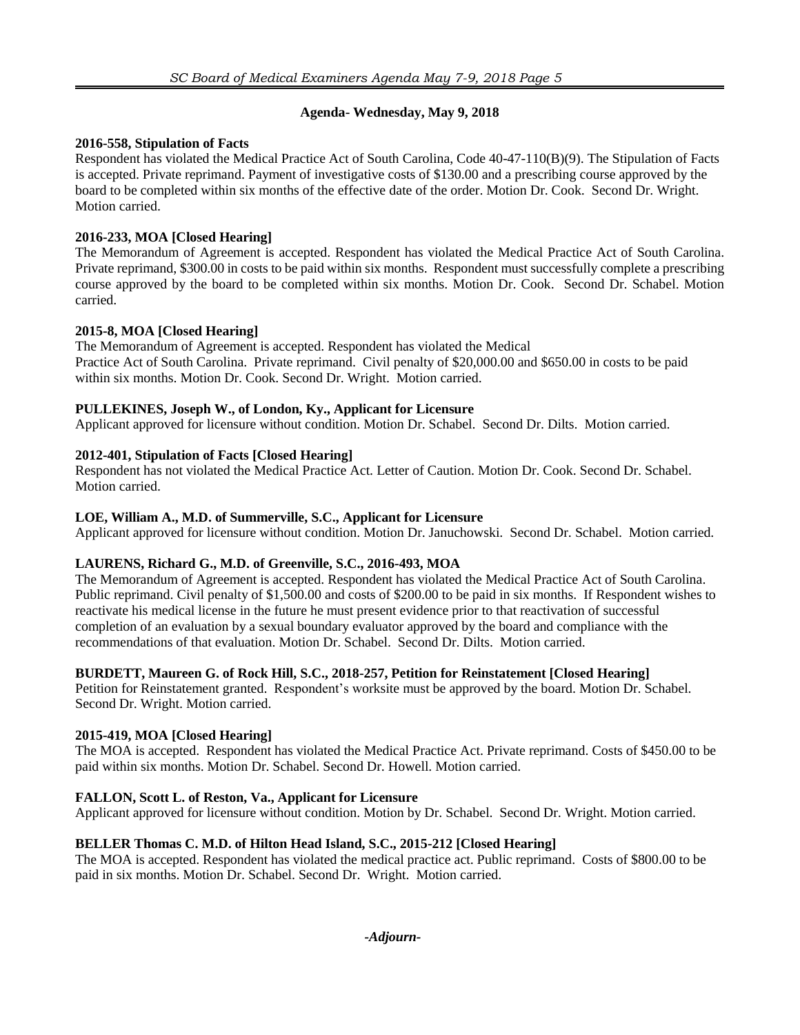## Agenda- Wednesday, May 9, 2018

**2016-558, Stipulation of Facts**

Respondent has violated the Medical Practice Act of South Carolina, Code 40-47-110(B)(9). The Stipulation of Facts is accepted. Private reprimand. Payment of investigative costs of $130.00 and a prescribing course approved by the board to be completed within six months of the effective date of the order. Motion Dr. Cook. Second Dr. Wright. Motion carried.

**2016-233, MOA [Closed Hearing]**

The Memorandum of Agreement is accepted. Respondent has violated the Medical Practice Act of South Carolina. Private reprimand, $300.00 in costs to be paid within six months. Respondent must successfully complete a prescribing course approved by the board to be completed within six months. Motion Dr. Cook. Second Dr. Schabel. Motion carried.

**2015-8, MOA [Closed Hearing]**

The Memorandum of Agreement is accepted. Respondent has violated the Medical Practice Act of South Carolina. Private reprimand. Civil penalty of $20,000.00 and $650.00 in costs to be paid within six months. Motion Dr. Cook. Second Dr. Wright. Motion carried.

**PULLEKINES, Joseph W., of London, Ky., Applicant for Licensure**

Applicant approved for licensure without condition. Motion Dr. Schabel. Second Dr. Dilts. Motion carried.

**2012-401, Stipulation of Facts [Closed Hearing]**

Respondent has not violated the Medical Practice Act. Letter of Caution. Motion Dr. Cook. Second Dr. Schabel. Motion carried.

**LOE, William A., M.D. of Summerville, S.C., Applicant for Licensure**

Applicant approved for licensure without condition. Motion Dr. Januchowski. Second Dr. Schabel. Motion carried.

**LAURENS, Richard G., M.D. of Greenville, S.C., 2016-493, MOA**

The Memorandum of Agreement is accepted. Respondent has violated the Medical Practice Act of South Carolina. Public reprimand. Civil penalty of $1,500.00 and costs of $200.00 to be paid in six months. If Respondent wishes to reactivate his medical license in the future he must present evidence prior to that reactivation of successful completion of an evaluation by a sexual boundary evaluator approved by the board and compliance with the recommendations of that evaluation. Motion Dr. Schabel. Second Dr. Dilts. Motion carried.

**BURDETT, Maureen G. of Rock Hill, S.C., 2018-257, Petition for Reinstatement [Closed Hearing]**

Petition for Reinstatement granted. Respondent's worksite must be approved by the board. Motion Dr. Schabel. Second Dr. Wright. Motion carried.

**2015-419, MOA [Closed Hearing]**

The MOA is accepted. Respondent has violated the Medical Practice Act. Private reprimand. Costs of $450.00 to be paid within six months. Motion Dr. Schabel. Second Dr. Howell. Motion carried.

**FALLON, Scott L. of Reston, Va., Applicant for Licensure**

Applicant approved for licensure without condition. Motion by Dr. Schabel. Second Dr. Wright. Motion carried.

**BELLER Thomas C. M.D. of Hilton Head Island, S.C., 2015-212 [Closed Hearing]**

The MOA is accepted. Respondent has violated the medical practice act. Public reprimand. Costs of $800.00 to be paid in six months. Motion Dr. Schabel. Second Dr. Wright. Motion carried.

*-Adjourn-*